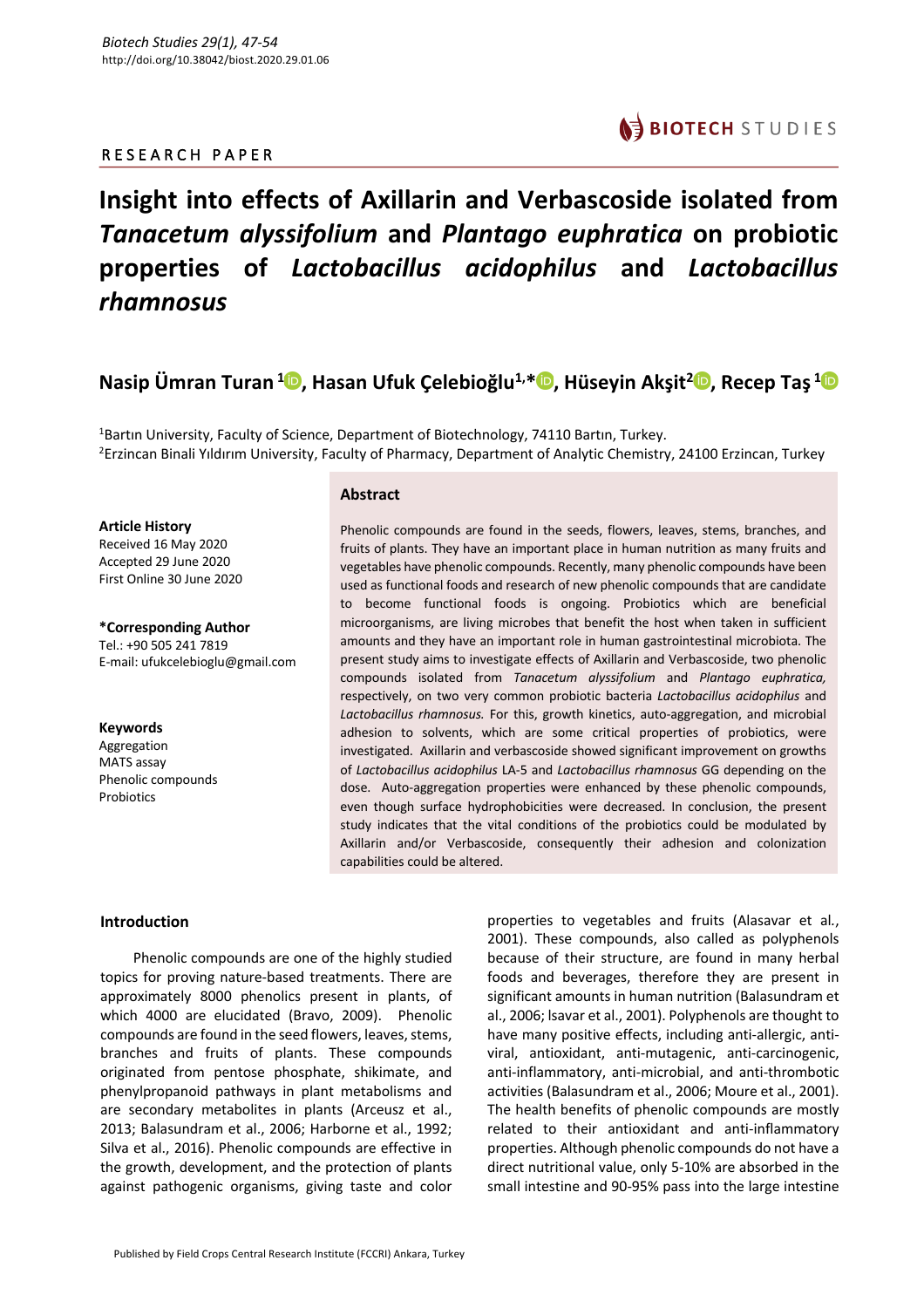RESEARCH PAPER

# Insight into effects of Axillarin and Verbascoside isolated from *Tanacetum alyssifolium* and *Plantago euphratica* on probiotic properties of *Lactobacillus acidophilus* and *Lactobacillus rhamnosus*

**Nasip Ümran Turan [1], Hasan Ufuk Çelebioğlu[1,*], Hüseyin Akşit[2], Recep Taş [1]**

[1]Bartın University, Faculty of Science, Department of Biotechnology, 74110 Bartın, Turkey.
[2]Erzincan Binali Yıldırım University, Faculty of Pharmacy, Department of Analytic Chemistry, 24100 Erzincan, Turkey

**Article History**
Received 16 May 2020
Accepted 29 June 2020
First Online 30 June 2020

**\*Corresponding Author**
Tel.: +90 505 241 7819
E-mail: ufukcelebioglu@gmail.com

**Keywords**
Aggregation
MATS assay
Phenolic compounds
Probiotics

## Abstract

Phenolic compounds are found in the seeds, flowers, leaves, stems, branches, and fruits of plants. They have an important place in human nutrition as many fruits and vegetables have phenolic compounds. Recently, many phenolic compounds have been used as functional foods and research of new phenolic compounds that are candidate to become functional foods is ongoing. Probiotics which are beneficial microorganisms, are living microbes that benefit the host when taken in sufficient amounts and they have an important role in human gastrointestinal microbiota. The present study aims to investigate effects of Axillarin and Verbascoside, two phenolic compounds isolated from *Tanacetum alyssifolium* and *Plantago euphratica,* respectively, on two very common probiotic bacteria *Lactobacillus acidophilus* and *Lactobacillus rhamnosus.* For this, growth kinetics, auto-aggregation, and microbial adhesion to solvents, which are some critical properties of probiotics, were investigated. Axillarin and verbascoside showed significant improvement on growths of *Lactobacillus acidophilus* LA-5 and *Lactobacillus rhamnosus* GG depending on the dose. Auto-aggregation properties were enhanced by these phenolic compounds, even though surface hydrophobicities were decreased. In conclusion, the present study indicates that the vital conditions of the probiotics could be modulated by Axillarin and/or Verbascoside, consequently their adhesion and colonization capabilities could be altered.

## Introduction

Phenolic compounds are one of the highly studied topics for proving nature-based treatments. There are approximately 8000 phenolics present in plants, of which 4000 are elucidated (Bravo, 2009). Phenolic compounds are found in the seed flowers, leaves, stems, branches and fruits of plants. These compounds originated from pentose phosphate, shikimate, and phenylpropanoid pathways in plant metabolisms and are secondary metabolites in plants (Arceusz et al., 2013; Balasundram et al., 2006; Harborne et al., 1992; Silva et al., 2016). Phenolic compounds are effective in the growth, development, and the protection of plants against pathogenic organisms, giving taste and color properties to vegetables and fruits (Alasavar et al., 2001). These compounds, also called as polyphenols because of their structure, are found in many herbal foods and beverages, therefore they are present in significant amounts in human nutrition (Balasundram et al., 2006; Isavar et al., 2001). Polyphenols are thought to have many positive effects, including anti-allergic, anti-viral, antioxidant, anti-mutagenic, anti-carcinogenic, anti-inflammatory, anti-microbial, and anti-thrombotic activities (Balasundram et al., 2006; Moure et al., 2001). The health benefits of phenolic compounds are mostly related to their antioxidant and anti-inflammatory properties. Although phenolic compounds do not have a direct nutritional value, only 5-10% are absorbed in the small intestine and 90-95% pass into the large intestine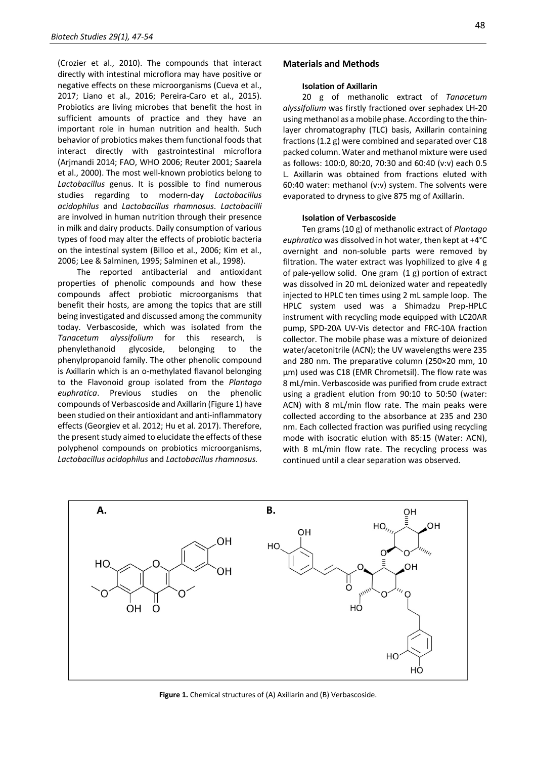(Crozier et al., 2010). The compounds that interact directly with intestinal microflora may have positive or negative effects on these microorganisms (Cueva et al., 2017; Liano et al., 2016; Pereira-Caro et al., 2015). Probiotics are living microbes that benefit the host in sufficient amounts of practice and they have an important role in human nutrition and health. Such behavior of probiotics makes them functional foods that interact directly with gastrointestinal microflora (Arjmandi 2014; FAO, WHO 2006; Reuter 2001; Saarela et al., 2000). The most well-known probiotics belong to *Lactobacillus* genus. It is possible to find numerous studies regarding to modern-day *Lactobacillus acidophilus* and *Lactobacillus rhamnosus*. *Lactobacilli* are involved in human nutrition through their presence in milk and dairy products. Daily consumption of various types of food may alter the effects of probiotic bacteria on the intestinal system (Billoo et al., 2006; Kim et al., 2006; Lee & Salminen, 1995; Salminen et al., 1998).

The reported antibacterial and antioxidant properties of phenolic compounds and how these compounds affect probiotic microorganisms that benefit their hosts, are among the topics that are still being investigated and discussed among the community today. Verbascoside, which was isolated from the *Tanacetum alyssifolium* for this research, is phenylethanoid glycoside, belonging to the phenylpropanoid family. The other phenolic compound is Axillarin which is an o-methylated flavanol belonging to the Flavonoid group isolated from the *Plantago euphratica*. Previous studies on the phenolic compounds of Verbascoside and Axillarin (Figure 1) have been studied on their antioxidant and anti-inflammatory effects (Georgiev et al. 2012; Hu et al. 2017). Therefore, the present study aimed to elucidate the effects of these polyphenol compounds on probiotics microorganisms, *Lactobacillus acidophilus* and *Lactobacillus rhamnosus.*

## Materials and Methods

### Isolation of Axillarin

20 g of methanolic extract of *Tanacetum alyssifolium* was firstly fractioned over sephadex LH-20 using methanol as a mobile phase. According to the thin-layer chromatography (TLC) basis, Axillarin containing fractions (1.2 g) were combined and separated over C18 packed column. Water and methanol mixture were used as follows: 100:0, 80:20, 70:30 and 60:40 (v:v) each 0.5 L. Axillarin was obtained from fractions eluted with 60:40 water: methanol (v:v) system. The solvents were evaporated to dryness to give 875 mg of Axillarin.

### Isolation of Verbascoside

Ten grams (10 g) of methanolic extract of *Plantago euphratica* was dissolved in hot water, then kept at +4°C overnight and non-soluble parts were removed by filtration. The water extract was lyophilized to give 4 g of pale-yellow solid. One gram (1 g) portion of extract was dissolved in 20 mL deionized water and repeatedly injected to HPLC ten times using 2 mL sample loop. The HPLC system used was a Shimadzu Prep-HPLC instrument with recycling mode equipped with LC20AR pump, SPD-20A UV-Vis detector and FRC-10A fraction collector. The mobile phase was a mixture of deionized water/acetonitrile (ACN); the UV wavelengths were 235 and 280 nm. The preparative column (250×20 mm, 10 µm) used was C18 (EMR Chrometsil). The flow rate was 8 mL/min. Verbascoside was purified from crude extract using a gradient elution from 90:10 to 50:50 (water: ACN) with 8 mL/min flow rate. The main peaks were collected according to the absorbance at 235 and 230 nm. Each collected fraction was purified using recycling mode with isocratic elution with 85:15 (Water: ACN), with 8 mL/min flow rate. The recycling process was continued until a clear separation was observed.

**Figure 1.** Chemical structures of (A) Axillarin and (B) Verbascoside.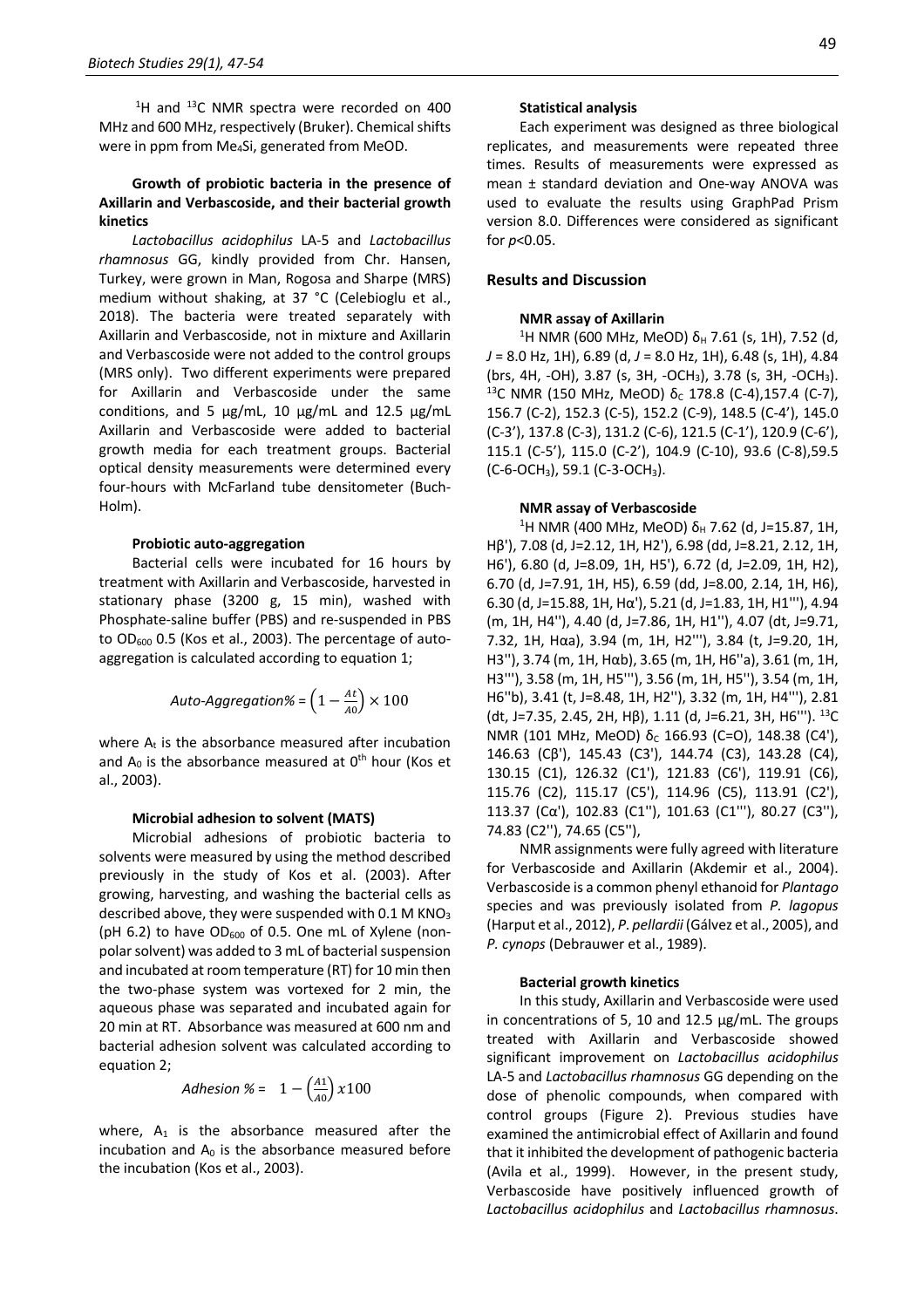$^1H$ and $^{13}C$ NMR spectra were recorded on 400 MHz and 600 MHz, respectively (Bruker). Chemical shifts were in ppm from $Me_4Si$, generated from MeOD.

### Growth of probiotic bacteria in the presence of Axillarin and Verbascoside, and their bacterial growth kinetics

*Lactobacillus acidophilus* LA-5 and *Lactobacillus rhamnosus* GG, kindly provided from Chr. Hansen, Turkey, were grown in Man, Rogosa and Sharpe (MRS) medium without shaking, at 37 °C (Celebioglu et al., 2018). The bacteria were treated separately with Axillarin and Verbascoside, not in mixture and Axillarin and Verbascoside were not added to the control groups (MRS only). Two different experiments were prepared for Axillarin and Verbascoside under the same conditions, and 5 µg/mL, 10 µg/mL and 12.5 µg/mL Axillarin and Verbascoside were added to bacterial growth media for each treatment groups. Bacterial optical density measurements were determined every four-hours with McFarland tube densitometer (Buch-Holm).

### Probiotic auto-aggregation

Bacterial cells were incubated for 16 hours by treatment with Axillarin and Verbascoside, harvested in stationary phase (3200 g, 15 min), washed with Phosphate-saline buffer (PBS) and re-suspended in PBS to $OD_{600}$ 0.5 (Kos et al., 2003). The percentage of auto-aggregation is calculated according to equation 1;

$$\text{Auto-Aggregation\%} = \left(1 - \frac{At}{A0}\right) \times 100$$

where $A_t$ is the absorbance measured after incubation and $A_0$ is the absorbance measured at $0^{th}$ hour (Kos et al., 2003).

### Microbial adhesion to solvent (MATS)

Microbial adhesions of probiotic bacteria to solvents were measured by using the method described previously in the study of Kos et al. (2003). After growing, harvesting, and washing the bacterial cells as described above, they were suspended with 0.1 M $KNO_3$ (pH 6.2) to have $OD_{600}$ of 0.5. One mL of Xylene (non-polar solvent) was added to 3 mL of bacterial suspension and incubated at room temperature (RT) for 10 min then the two-phase system was vortexed for 2 min, the aqueous phase was separated and incubated again for 20 min at RT. Absorbance was measured at 600 nm and bacterial adhesion solvent was calculated according to equation 2;

$$\text{Adhesion \%} = 1 - \left(\frac{A1}{A0}\right) x100$$

where, $A_1$ is the absorbance measured after the incubation and $A_0$ is the absorbance measured before the incubation (Kos et al., 2003).

### Statistical analysis

Each experiment was designed as three biological replicates, and measurements were repeated three times. Results of measurements were expressed as mean ± standard deviation and One-way ANOVA was used to evaluate the results using GraphPad Prism version 8.0. Differences were considered as significant for $p<0.05$.

## Results and Discussion

### NMR assay of Axillarin

$^1H$ NMR (600 MHz, MeOD) $\delta_H$ 7.61 (s, 1H), 7.52 (d, $J$ = 8.0 Hz, 1H), 6.89 (d, $J$ = 8.0 Hz, 1H), 6.48 (s, 1H), 4.84 (brs, 4H, -OH), 3.87 (s, 3H, $-OCH_3$), 3.78 (s, 3H, $-OCH_3$). $^{13}C$ NMR (150 MHz, MeOD) $\delta_C$ 178.8 (C-4),157.4 (C-7), 156.7 (C-2), 152.3 (C-5), 152.2 (C-9), 148.5 (C-4'), 145.0 (C-3'), 137.8 (C-3), 131.2 (C-6), 121.5 (C-1'), 120.9 (C-6'), 115.1 (C-5'), 115.0 (C-2'), 104.9 (C-10), 93.6 (C-8),59.5 (C-6-$OCH_3$), 59.1 (C-3-$OCH_3$).

### NMR assay of Verbascoside

$^1H$ NMR (400 MHz, MeOD) $\delta_H$ 7.62 (d, J=15.87, 1H, Hβ'), 7.08 (d, J=2.12, 1H, H2'), 6.98 (dd, J=8.21, 2.12, 1H, H6'), 6.80 (d, J=8.09, 1H, H5'), 6.72 (d, J=2.09, 1H, H2), 6.70 (d, J=7.91, 1H, H5), 6.59 (dd, J=8.00, 2.14, 1H, H6), 6.30 (d, J=15.88, 1H, Hα'), 5.21 (d, J=1.83, 1H, H1'''), 4.94 (m, 1H, H4''), 4.40 (d, J=7.86, 1H, H1''), 4.07 (dt, J=9.71, 7.32, 1H, Hαa), 3.94 (m, 1H, H2'''), 3.84 (t, J=9.20, 1H, H3''), 3.74 (m, 1H, Hαb), 3.65 (m, 1H, H6''a), 3.61 (m, 1H, H3'''), 3.58 (m, 1H, H5'''), 3.56 (m, 1H, H5''), 3.54 (m, 1H, H6''b), 3.41 (t, J=8.48, 1H, H2''), 3.32 (m, 1H, H4'''), 2.81 (dt, J=7.35, 2.45, 2H, Hβ), 1.11 (d, J=6.21, 3H, H6'''). $^{13}C$ NMR (101 MHz, MeOD) $\delta_C$ 166.93 (C=O), 148.38 (C4'), 146.63 (Cβ'), 145.43 (C3'), 144.74 (C3), 143.28 (C4), 130.15 (C1), 126.32 (C1'), 121.83 (C6'), 119.91 (C6), 115.76 (C2), 115.17 (C5'), 114.96 (C5), 113.91 (C2'), 113.37 (Cα'), 102.83 (C1''), 101.63 (C1'''), 80.27 (C3''), 74.83 (C2''), 74.65 (C5''),

NMR assignments were fully agreed with literature for Verbascoside and Axillarin (Akdemir et al., 2004). Verbascoside is a common phenyl ethanoid for *Plantago* species and was previously isolated from *P. lagopus* (Harput et al., 2012), *P. pellardii* (Gálvez et al., 2005), and *P. cynops* (Debrauwer et al., 1989).

### Bacterial growth kinetics

In this study, Axillarin and Verbascoside were used in concentrations of 5, 10 and 12.5 µg/mL. The groups treated with Axillarin and Verbascoside showed significant improvement on *Lactobacillus acidophilus* LA-5 and *Lactobacillus rhamnosus* GG depending on the dose of phenolic compounds, when compared with control groups (Figure 2). Previous studies have examined the antimicrobial effect of Axillarin and found that it inhibited the development of pathogenic bacteria (Avila et al., 1999). However, in the present study, Verbascoside have positively influenced growth of *Lactobacillus acidophilus* and *Lactobacillus rhamnosus*.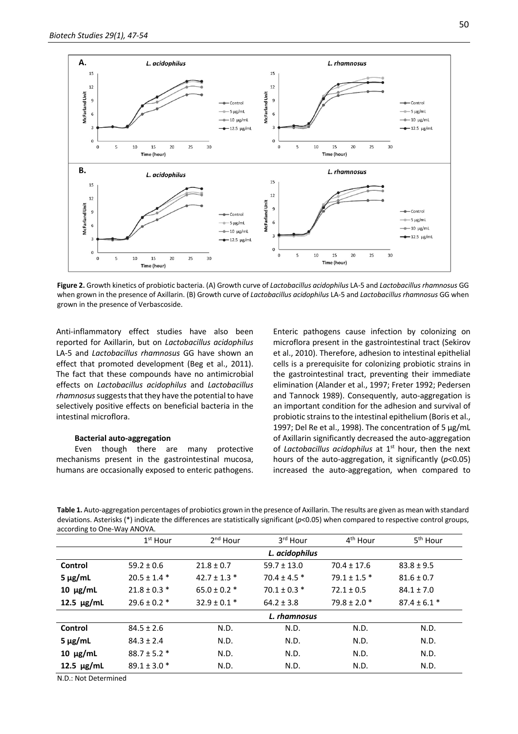**Figure 2.** Growth kinetics of probiotic bacteria. (A) Growth curve of *Lactobacillus acidophilus* LA-5 and *Lactobacillus rhamnosus* GG when grown in the presence of Axillarin. (B) Growth curve of *Lactobacillus acidophilus* LA-5 and *Lactobacillus rhamnosus* GG when grown in the presence of Verbascoside.

Anti-inflammatory effect studies have also been reported for Axillarin, but on *Lactobacillus acidophilus* LA-5 and *Lactobacillus rhamnosus* GG have shown an effect that promoted development (Beg et al., 2011). The fact that these compounds have no antimicrobial effects on *Lactobacillus acidophilus* and *Lactobacillus rhamnosus* suggests that they have the potential to have selectively positive effects on beneficial bacteria in the intestinal microflora.

#### Bacterial auto-aggregation

Even though there are many protective mechanisms present in the gastrointestinal mucosa, humans are occasionally exposed to enteric pathogens. Enteric pathogens cause infection by colonizing on microflora present in the gastrointestinal tract (Sekirov et al., 2010). Therefore, adhesion to intestinal epithelial cells is a prerequisite for colonizing probiotic strains in the gastrointestinal tract, preventing their immediate elimination (Alander et al., 1997; Freter 1992; Pedersen and Tannock 1989). Consequently, auto-aggregation is an important condition for the adhesion and survival of probiotic strains to the intestinal epithelium (Boris et al., 1997; Del Re et al., 1998). The concentration of 5 µg/mL of Axillarin significantly decreased the auto-aggregation of *Lactobacillus acidophilus* at 1st hour, then the next hours of the auto-aggregation, it significantly ($p$<0.05) increased the auto-aggregation, when compared to

**Table 1.** Auto-aggregation percentages of probiotics grown in the presence of Axillarin. The results are given as mean with standard deviations. Asterisks (*) indicate the differences are statistically significant ($p$<0.05) when compared to respective control groups, according to One-Way ANOVA.

| | 1st Hour | 2nd Hour | 3rd Hour | 4th Hour | 5th Hour |
|---|---|---|---|---|---|
| | | | *L. acidophilus* | | |
| **Control** | 59.2 ± 0.6 | 21.8 ± 0.7 | 59.7 ± 13.0 | 70.4 ± 17.6 | 83.8 ± 9.5 |
| **5 µg/mL** | 20.5 ± 1.4 * | 42.7 ± 1.3 * | 70.4 ± 4.5 * | 79.1 ± 1.5 * | 81.6 ± 0.7 |
| **10 µg/mL** | 21.8 ± 0.3 * | 65.0 ± 0.2 * | 70.1 ± 0.3 * | 72.1 ± 0.5 | 84.1 ± 7.0 |
| **12.5 µg/mL** | 29.6 ± 0.2 * | 32.9 ± 0.1 * | 64.2 ± 3.8 | 79.8 ± 2.0 * | 87.4 ± 6.1 * |
| | | | *L. rhamnosus* | | |
| **Control** | 84.5 ± 2.6 | N.D. | N.D. | N.D. | N.D. |
| **5 µg/mL** | 84.3 ± 2.4 | N.D. | N.D. | N.D. | N.D. |
| **10 µg/mL** | 88.7 ± 5.2 * | N.D. | N.D. | N.D. | N.D. |
| **12.5 µg/mL** | 89.1 ± 3.0 * | N.D. | N.D. | N.D. | N.D. |

N.D.: Not Determined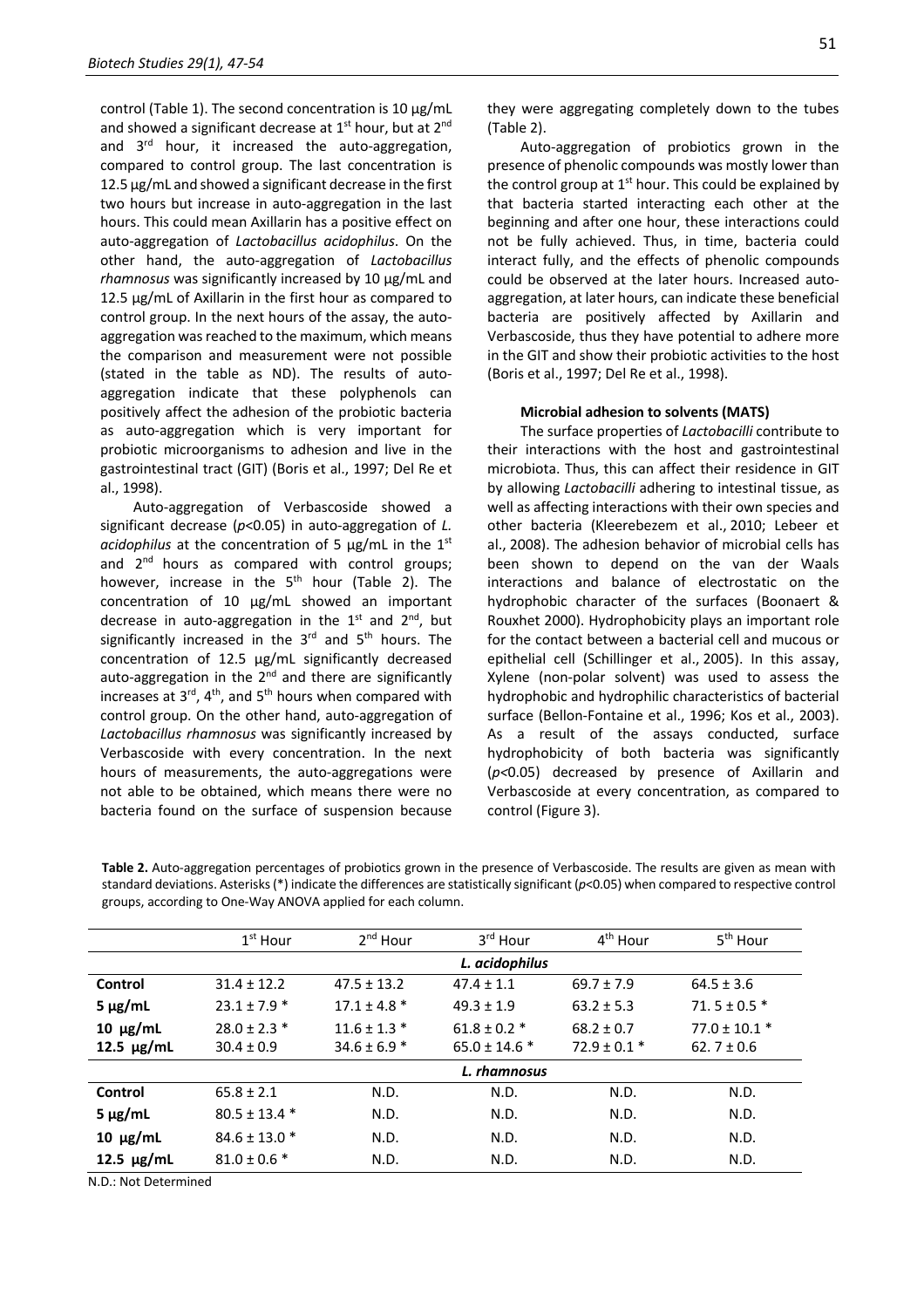control (Table 1). The second concentration is 10 µg/mL and showed a significant decrease at 1st hour, but at 2nd and 3rd hour, it increased the auto-aggregation, compared to control group. The last concentration is 12.5 µg/mL and showed a significant decrease in the first two hours but increase in auto-aggregation in the last hours. This could mean Axillarin has a positive effect on auto-aggregation of *Lactobacillus acidophilus*. On the other hand, the auto-aggregation of *Lactobacillus rhamnosus* was significantly increased by 10 µg/mL and 12.5 µg/mL of Axillarin in the first hour as compared to control group. In the next hours of the assay, the auto-aggregation was reached to the maximum, which means the comparison and measurement were not possible (stated in the table as ND). The results of auto-aggregation indicate that these polyphenols can positively affect the adhesion of the probiotic bacteria as auto-aggregation which is very important for probiotic microorganisms to adhesion and live in the gastrointestinal tract (GIT) (Boris et al., 1997; Del Re et al., 1998).

Auto-aggregation of Verbascoside showed a significant decrease ($p<0.05$) in auto-aggregation of *L. acidophilus* at the concentration of 5 µg/mL in the 1st and 2nd hours as compared with control groups; however, increase in the 5th hour (Table 2). The concentration of 10 µg/mL showed an important decrease in auto-aggregation in the 1st and 2nd, but significantly increased in the 3rd and 5th hours. The concentration of 12.5 µg/mL significantly decreased auto-aggregation in the 2nd and there are significantly increases at 3rd, 4th, and 5th hours when compared with control group. On the other hand, auto-aggregation of *Lactobacillus rhamnosus* was significantly increased by Verbascoside with every concentration. In the next hours of measurements, the auto-aggregations were not able to be obtained, which means there were no bacteria found on the surface of suspension because they were aggregating completely down to the tubes (Table 2).

Auto-aggregation of probiotics grown in the presence of phenolic compounds was mostly lower than the control group at 1st hour. This could be explained by that bacteria started interacting each other at the beginning and after one hour, these interactions could not be fully achieved. Thus, in time, bacteria could interact fully, and the effects of phenolic compounds could be observed at the later hours. Increased auto-aggregation, at later hours, can indicate these beneficial bacteria are positively affected by Axillarin and Verbascoside, thus they have potential to adhere more in the GIT and show their probiotic activities to the host (Boris et al., 1997; Del Re et al., 1998).

#### Microbial adhesion to solvents (MATS)

The surface properties of *Lactobacilli* contribute to their interactions with the host and gastrointestinal microbiota. Thus, this can affect their residence in GIT by allowing *Lactobacilli* adhering to intestinal tissue, as well as affecting interactions with their own species and other bacteria (Kleerebezem et al., 2010; Lebeer et al., 2008). The adhesion behavior of microbial cells has been shown to depend on the van der Waals interactions and balance of electrostatic on the hydrophobic character of the surfaces (Boonaert & Rouxhet 2000). Hydrophobicity plays an important role for the contact between a bacterial cell and mucous or epithelial cell (Schillinger et al., 2005). In this assay, Xylene (non-polar solvent) was used to assess the hydrophobic and hydrophilic characteristics of bacterial surface (Bellon-Fontaine et al., 1996; Kos et al., 2003). As a result of the assays conducted, surface hydrophobicity of both bacteria was significantly ($p<0.05$) decreased by presence of Axillarin and Verbascoside at every concentration, as compared to control (Figure 3).

**Table 2.** Auto-aggregation percentages of probiotics grown in the presence of Verbascoside. The results are given as mean with standard deviations. Asterisks (*) indicate the differences are statistically significant ($p<0.05$) when compared to respective control groups, according to One-Way ANOVA applied for each column.

| | 1st Hour | 2nd Hour | 3rd Hour | 4th Hour | 5th Hour |
|---|---|---|---|---|---|
| | | | *L. acidophilus* | | |
| **Control** | 31.4 ± 12.2 | 47.5 ± 13.2 | 47.4 ± 1.1 | 69.7 ± 7.9 | 64.5 ± 3.6 |
| **5 µg/mL** | 23.1 ± 7.9 * | 17.1 ± 4.8 * | 49.3 ± 1.9 | 63.2 ± 5.3 | 71. 5 ± 0.5 * |
| **10 µg/mL** | 28.0 ± 2.3 * | 11.6 ± 1.3 * | 61.8 ± 0.2 * | 68.2 ± 0.7 | 77.0 ± 10.1 * |
| **12.5 µg/mL** | 30.4 ± 0.9 | 34.6 ± 6.9 * | 65.0 ± 14.6 * | 72.9 ± 0.1 * | 62. 7 ± 0.6 |
| | | | *L. rhamnosus* | | |
| **Control** | 65.8 ± 2.1 | N.D. | N.D. | N.D. | N.D. |
| **5 µg/mL** | 80.5 ± 13.4 * | N.D. | N.D. | N.D. | N.D. |
| **10 µg/mL** | 84.6 ± 13.0 * | N.D. | N.D. | N.D. | N.D. |
| **12.5 µg/mL** | 81.0 ± 0.6 * | N.D. | N.D. | N.D. | N.D. |

N.D.: Not Determined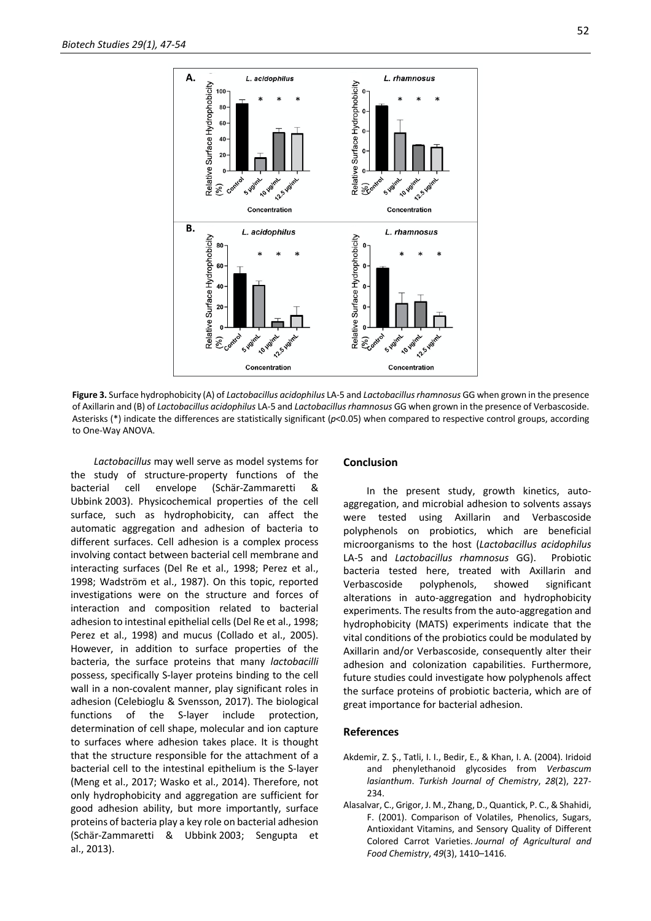**Figure 3.** Surface hydrophobicity (A) of *Lactobacillus acidophilus* LA-5 and *Lactobacillus rhamnosus* GG when grown in the presence of Axillarin and (B) of *Lactobacillus acidophilus* LA-5 and *Lactobacillus rhamnosus* GG when grown in the presence of Verbascoside. Asterisks (*) indicate the differences are statistically significant ($p$<0.05) when compared to respective control groups, according to One-Way ANOVA.

*Lactobacillus* may well serve as model systems for the study of structure-property functions of the bacterial cell envelope (Schär-Zammaretti & Ubbink 2003). Physicochemical properties of the cell surface, such as hydrophobicity, can affect the automatic aggregation and adhesion of bacteria to different surfaces. Cell adhesion is a complex process involving contact between bacterial cell membrane and interacting surfaces (Del Re et al., 1998; Perez et al., 1998; Wadström et al., 1987). On this topic, reported investigations were on the structure and forces of interaction and composition related to bacterial adhesion to intestinal epithelial cells (Del Re et al., 1998; Perez et al., 1998) and mucus (Collado et al., 2005). However, in addition to surface properties of the bacteria, the surface proteins that many *lactobacilli* possess, specifically S-layer proteins binding to the cell wall in a non-covalent manner, play significant roles in adhesion (Celebioglu & Svensson, 2017). The biological functions of the S-layer include protection, determination of cell shape, molecular and ion capture to surfaces where adhesion takes place. It is thought that the structure responsible for the attachment of a bacterial cell to the intestinal epithelium is the S-layer (Meng et al., 2017; Wasko et al., 2014). Therefore, not only hydrophobicity and aggregation are sufficient for good adhesion ability, but more importantly, surface proteins of bacteria play a key role on bacterial adhesion (Schär-Zammaretti & Ubbink 2003; Sengupta et al., 2013).

## Conclusion

In the present study, growth kinetics, auto-aggregation, and microbial adhesion to solvents assays were tested using Axillarin and Verbascoside polyphenols on probiotics, which are beneficial microorganisms to the host (*Lactobacillus acidophilus* LA-5 and *Lactobacillus rhamnosus* GG). Probiotic bacteria tested here, treated with Axillarin and Verbascoside polyphenols, showed significant alterations in auto-aggregation and hydrophobicity experiments. The results from the auto-aggregation and hydrophobicity (MATS) experiments indicate that the vital conditions of the probiotics could be modulated by Axillarin and/or Verbascoside, consequently alter their adhesion and colonization capabilities. Furthermore, future studies could investigate how polyphenols affect the surface proteins of probiotic bacteria, which are of great importance for bacterial adhesion.

## References

Akdemir, Z. Ş., Tatli, I. I., Bedir, E., & Khan, I. A. (2004). Iridoid and phenylethanoid glycosides from *Verbascum lasianthum*. *Turkish Journal of Chemistry*, *28*(2), 227-234.

Alasalvar, C., Grigor, J. M., Zhang, D., Quantick, P. C., & Shahidi, F. (2001). Comparison of Volatiles, Phenolics, Sugars, Antioxidant Vitamins, and Sensory Quality of Different Colored Carrot Varieties. *Journal of Agricultural and Food Chemistry*, *49*(3), 1410–1416.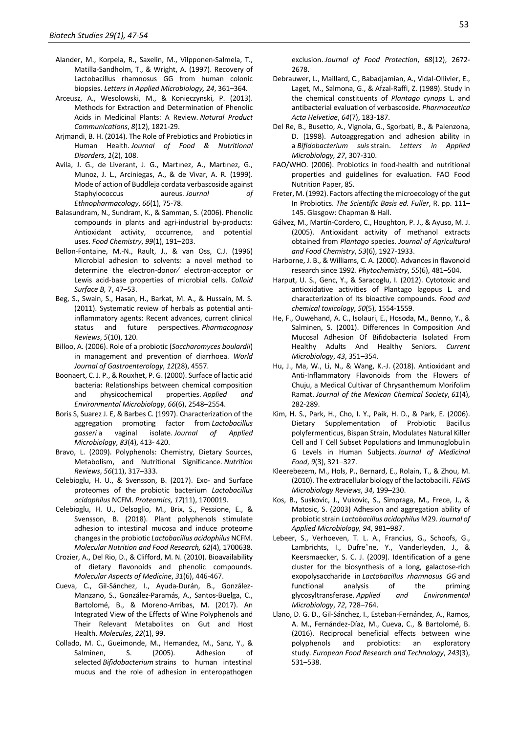Alander, M., Korpela, R., Saxelin, M., Vilpponen-Salmela, T., Matilla-Sandholm, T., & Wright, A. (1997). Recovery of Lactobacillus rhamnosus GG from human colonic biopsies. *Letters in Applied Microbiology, 24*, 361–364.

Arceusz, A., Wesolowski, M., & Konieczynski, P. (2013). Methods for Extraction and Determination of Phenolic Acids in Medicinal Plants: A Review. *Natural Product Communications*, *8*(12), 1821-29.

Arjmandi, B. H. (2014). The Role of Prebiotics and Probiotics in Human Health. *Journal of Food & Nutritional Disorders*, *1*(2), 108.

Avila, J. G., de Liverant, J. G., Martınez, A., Martınez, G., Munoz, J. L., Arciniegas, A., & de Vivar, A. R. (1999). Mode of action of Buddleja cordata verbascoside against Staphylococcus aureus. *Journal of Ethnopharmacology*, *66*(1), 75-78.

Balasundram, N., Sundram, K., & Samman, S. (2006). Phenolic compounds in plants and agri-industrial by-products: Antioxidant activity, occurrence, and potential uses. *Food Chemistry*, *99*(1), 191–203.

Bellon-Fontaine, M.-N., Rault, J., & van Oss, C.J. (1996) Microbial adhesion to solvents: a novel method to determine the electron-donor⁄ electron-acceptor or Lewis acid-base properties of microbial cells. *Colloid Surface B,* 7, 47–53.

Beg, S., Swain, S., Hasan, H., Barkat, M. A., & Hussain, M. S. (2011). Systematic review of herbals as potential anti-inflammatory agents: Recent advances, current clinical status and future perspectives. *Pharmacognosy Reviews*, *5*(10), 120.

Billoo, A. (2006). Role of a probiotic (*Saccharomyces boulardii*) in management and prevention of diarrhoea. *World Journal of Gastroenterology*, *12*(28), 4557.

Boonaert, C. J. P., & Rouxhet, P. G. (2000). Surface of lactic acid bacteria: Relationships between chemical composition and physicochemical properties. *Applied and Environmental Microbiology*, *66*(6), 2548–2554.

Boris S, Suarez J. E, & Barbes C. (1997). Characterization of the aggregation promoting factor from *Lactobacillus gasseri* a vaginal isolate. *Journal of Applied Microbiology*, *83*(4), 413- 420.

Bravo, L. (2009). Polyphenols: Chemistry, Dietary Sources, Metabolism, and Nutritional Significance. *Nutrition Reviews*, *56*(11), 317–333.

Celebioglu, H. U., & Svensson, B. (2017). Exo- and Surface proteomes of the probiotic bacterium *Lactobacillus acidophilus* NCFM. *Proteomics, 17*(11), 1700019.

Celebioglu, H. U., Delsoglio, M., Brix, S., Pessione, E., & Svensson, B. (2018). Plant polyphenols stimulate adhesion to intestinal mucosa and induce proteome changes in the probiotic *Lactobacillus acidophilus* NCFM. *Molecular Nutrition and Food Research, 62*(4), 1700638.

Crozier, A., Del Rio, D., & Clifford, M. N. (2010). Bioavailability of dietary flavonoids and phenolic compounds. *Molecular Aspects of Medicine*, *31*(6), 446-467.

Cueva, C., Gil-Sánchez, I., Ayuda-Durán, B., González-Manzano, S., González-Paramás, A., Santos-Buelga, C., Bartolomé, B., & Moreno-Arribas, M. (2017). An Integrated View of the Effects of Wine Polyphenols and Their Relevant Metabolites on Gut and Host Health. *Molecules*, *22*(1), 99.

Collado, M. C., Gueimonde, M., Hemandez, M., Sanz, Y., & Salminen, S. (2005). Adhesion of selected *Bifidobacterium* strains to human intestinal mucus and the role of adhesion in enteropathogen exclusion. *Journal of Food Protection*, *68*(12), 2672-2678.

Debrauwer, L., Maillard, C., Babadjamian, A., Vidal-Ollivier, E., Laget, M., Salmona, G., & Afzal-Raffi, Z. (1989). Study in the chemical constituents of *Plantago cynops* L. and antibacterial evaluation of verbascoside. *Pharmaceutica Acta Helvetiae*, *64*(7), 183-187.

Del Re, B., Busetto, A., Vignola, G., Sgorbati, B., & Palenzona, D. (1998). Autoaggregation and adhesion ability in a *Bifidobacterium suis* strain. *Letters in Applied Microbiology, 27*, 307-310.

FAO/WHO. (2006). Probiotics in food-health and nutritional properties and guidelines for evaluation. FAO Food Nutrition Paper, 85.

Freter, M. (1992). Factors affecting the microecology of the gut In Probiotics. *The Scientific Basis ed. Fuller*, R. pp. 111–145. Glasgow: Chapman & Hall.

Gálvez, M., Martín-Cordero, C., Houghton, P. J., & Ayuso, M. J. (2005). Antioxidant activity of methanol extracts obtained from *Plantago* species. *Journal of Agricultural and Food Chemistry*, *53*(6), 1927-1933.

Harborne, J. B., & Williams, C. A. (2000). Advances in flavonoid research since 1992. *Phytochemistry*, *55*(6), 481–504.

Harput, U. S., Genc, Y., & Saracoglu, I. (2012). Cytotoxic and antioxidative activities of Plantago lagopus L. and characterization of its bioactive compounds. *Food and chemical toxicology*, *50*(5), 1554-1559.

He, F., Ouwehand, A. C., Isolauri, E., Hosoda, M., Benno, Y., & Salminen, S. (2001). Differences In Composition And Mucosal Adhesion Of Bifidobacteria Isolated From Healthy Adults And Healthy Seniors. *Current Microbiology*, *43*, 351–354.

Hu, J., Ma, W., Li, N., & Wang, K.-J. (2018). Antioxidant and Anti-Inflammatory Flavonoids from the Flowers of Chuju, a Medical Cultivar of Chrysanthemum Morifolim Ramat. *Journal of the Mexican Chemical Society*, *61*(4), 282-289.

Kim, H. S., Park, H., Cho, I. Y., Paik, H. D., & Park, E. (2006). Dietary Supplementation of Probiotic Bacillus polyfermenticus, Bispan Strain, Modulates Natural Killer Cell and T Cell Subset Populations and Immunoglobulin G Levels in Human Subjects. *Journal of Medicinal Food*, *9*(3), 321–327.

Kleerebezem, M., Hols, P., Bernard, E., Rolain, T., & Zhou, M. (2010). The extracellular biology of the lactobacilli. *FEMS Microbiology Reviews*, *34*, 199–230.

Kos, B., Suskovic, J., Vukovic, S., Simpraga, M., Frece, J., & Matosic, S. (2003) Adhesion and aggregation ability of probiotic strain *Lactobacillus acidophilus* M29*. Journal of Applied Microbiology, 94*, 981–987.

Lebeer, S., Verhoeven, T. L. A., Francius, G., Schoofs, G., Lambrichts, I., Dufreˆne, Y., Vanderleyden, J., & Keersmaecker, S. C. J. (2009). Identification of a gene cluster for the biosynthesis of a long, galactose-rich exopolysaccharide in *Lactobacillus rhamnosus GG* and functional analysis of the priming glycosyltransferase. *Applied and Environmental Microbiology*, *72*, 728–764.

Llano, D. G. D., Gil-Sánchez, I., Esteban-Fernández, A., Ramos, A. M., Fernández-Díaz, M., Cueva, C., & Bartolomé, B. (2016). Reciprocal beneficial effects between wine polyphenols and probiotics: an exploratory study. *European Food Research and Technology*, *243*(3), 531–538.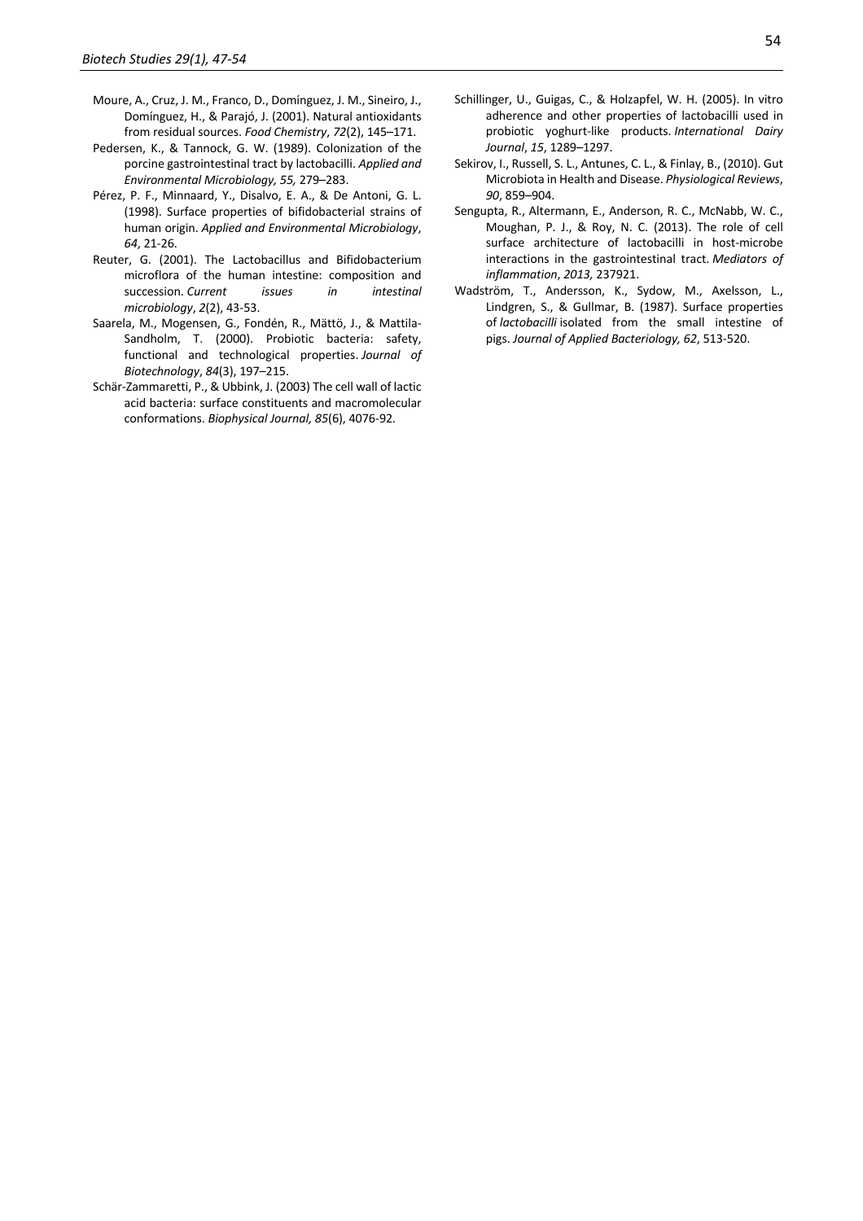Moure, A., Cruz, J. M., Franco, D., Domínguez, J. M., Sineiro, J., Domínguez, H., & Parajó, J. (2001). Natural antioxidants from residual sources. *Food Chemistry*, *72*(2), 145–171.

Pedersen, K., & Tannock, G. W. (1989). Colonization of the porcine gastrointestinal tract by lactobacilli. *Applied and Environmental Microbiology, 55,* 279–283.

Pérez, P. F., Minnaard, Y., Disalvo, E. A., & De Antoni, G. L. (1998). Surface properties of bifidobacterial strains of human origin. *Applied and Environmental Microbiology*, *64*, 21-26.

Reuter, G. (2001). The Lactobacillus and Bifidobacterium microflora of the human intestine: composition and succession. *Current issues in intestinal microbiology*, *2*(2), 43-53.

Saarela, M., Mogensen, G., Fondén, R., Mättö, J., & Mattila-Sandholm, T. (2000). Probiotic bacteria: safety, functional and technological properties. *Journal of Biotechnology*, *84*(3), 197–215.

Schär-Zammaretti, P., & Ubbink, J. (2003) The cell wall of lactic acid bacteria: surface constituents and macromolecular conformations. *Biophysical Journal, 85*(6), 4076-92.

Schillinger, U., Guigas, C., & Holzapfel, W. H. (2005). In vitro adherence and other properties of lactobacilli used in probiotic yoghurt-like products. *International Dairy Journal*, *15*, 1289–1297.

Sekirov, I., Russell, S. L., Antunes, C. L., & Finlay, B., (2010). Gut Microbiota in Health and Disease. *Physiological Reviews*, *90*, 859–904.

Sengupta, R., Altermann, E., Anderson, R. C., McNabb, W. C., Moughan, P. J., & Roy, N. C. (2013). The role of cell surface architecture of lactobacilli in host-microbe interactions in the gastrointestinal tract. *Mediators of inflammation*, *2013,* 237921.

Wadström, T., Andersson, K., Sydow, M., Axelsson, L., Lindgren, S., & Gullmar, B. (1987). Surface properties of *lactobacilli* isolated from the small intestine of pigs. *Journal of Applied Bacteriology, 62*, 513-520.